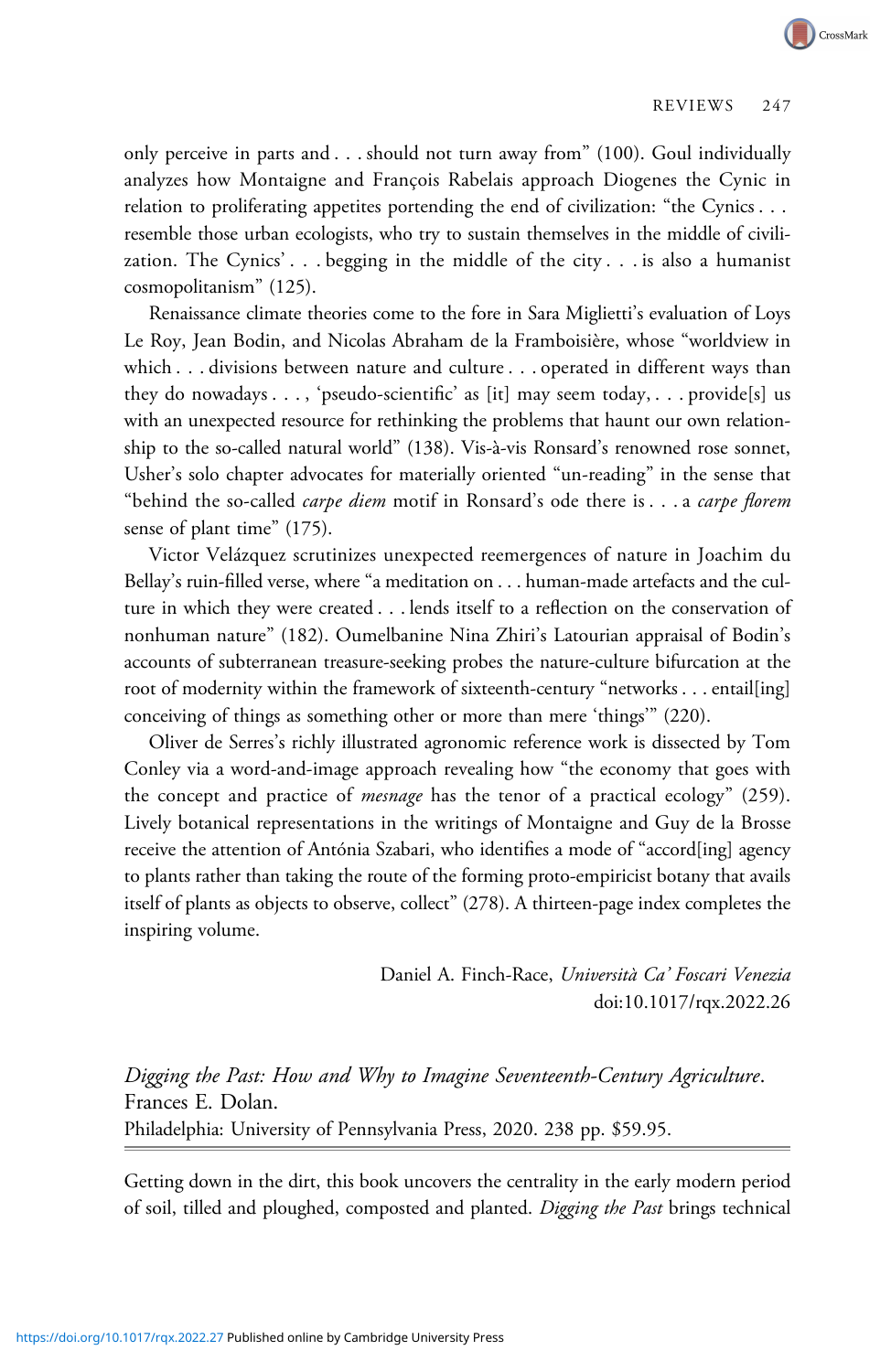only perceive in parts and . . . should not turn away from" (100). Goul individually analyzes how Montaigne and François Rabelais approach Diogenes the Cynic in relation to proliferating appetites portending the end of civilization: "the Cynics . . . resemble those urban ecologists, who try to sustain themselves in the middle of civilization. The Cynics' . . . begging in the middle of the city . . . is also a humanist cosmopolitanism" (125).

Renaissance climate theories come to the fore in Sara Miglietti's evaluation of Loys Le Roy, Jean Bodin, and Nicolas Abraham de la Framboisière, whose "worldview in which . . . divisions between nature and culture . . . operated in different ways than they do nowadays . . . , 'pseudo-scientific' as [it] may seem today, . . . provide[s] us with an unexpected resource for rethinking the problems that haunt our own relationship to the so-called natural world" (138). Vis-à-vis Ronsard's renowned rose sonnet, Usher's solo chapter advocates for materially oriented "un-reading" in the sense that "behind the so-called *carpe diem* motif in Ronsard's ode there is . . . a *carpe florem* sense of plant time" (175).

Victor Velázquez scrutinizes unexpected reemergences of nature in Joachim du Bellay's ruin-filled verse, where "a meditation on . . . human-made artefacts and the culture in which they were created . . . lends itself to a reflection on the conservation of nonhuman nature" (182). Oumelbanine Nina Zhiri's Latourian appraisal of Bodin's accounts of subterranean treasure-seeking probes the nature-culture bifurcation at the root of modernity within the framework of sixteenth-century "networks . . . entail[ing] conceiving of things as something other or more than mere 'things'" (220).

Oliver de Serres's richly illustrated agronomic reference work is dissected by Tom Conley via a word-and-image approach revealing how "the economy that goes with the concept and practice of *mesnage* has the tenor of a practical ecology" (259). Lively botanical representations in the writings of Montaigne and Guy de la Brosse receive the attention of Antónia Szabari, who identifies a mode of "accord[ing] agency to plants rather than taking the route of the forming proto-empiricist botany that avails itself of plants as objects to observe, collect" (278). A thirteen-page index completes the inspiring volume.

Daniel A. Finch-Race, *Università Ca' Foscari Venezia*
doi:10.1017/rqx.2022.26

*Digging the Past: How and Why to Imagine Seventeenth-Century Agriculture*. Frances E. Dolan.
Philadelphia: University of Pennsylvania Press, 2020. 238 pp. $59.95.

Getting down in the dirt, this book uncovers the centrality in the early modern period of soil, tilled and ploughed, composted and planted. *Digging the Past* brings technical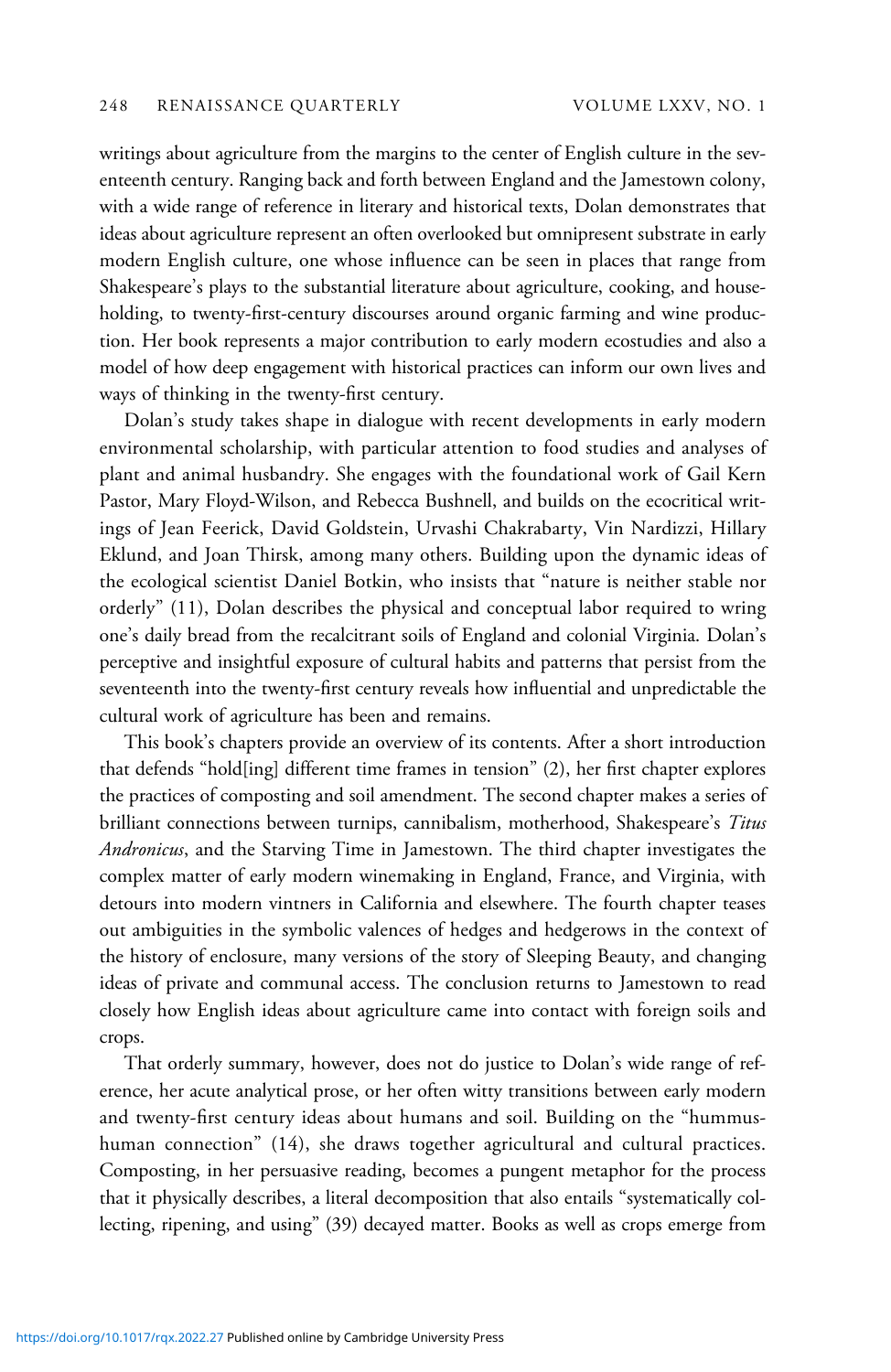writings about agriculture from the margins to the center of English culture in the seventeenth century. Ranging back and forth between England and the Jamestown colony, with a wide range of reference in literary and historical texts, Dolan demonstrates that ideas about agriculture represent an often overlooked but omnipresent substrate in early modern English culture, one whose influence can be seen in places that range from Shakespeare's plays to the substantial literature about agriculture, cooking, and householding, to twenty-first-century discourses around organic farming and wine production. Her book represents a major contribution to early modern ecostudies and also a model of how deep engagement with historical practices can inform our own lives and ways of thinking in the twenty-first century.

Dolan's study takes shape in dialogue with recent developments in early modern environmental scholarship, with particular attention to food studies and analyses of plant and animal husbandry. She engages with the foundational work of Gail Kern Pastor, Mary Floyd-Wilson, and Rebecca Bushnell, and builds on the ecocritical writings of Jean Feerick, David Goldstein, Urvashi Chakrabarty, Vin Nardizzi, Hillary Eklund, and Joan Thirsk, among many others. Building upon the dynamic ideas of the ecological scientist Daniel Botkin, who insists that "nature is neither stable nor orderly" (11), Dolan describes the physical and conceptual labor required to wring one's daily bread from the recalcitrant soils of England and colonial Virginia. Dolan's perceptive and insightful exposure of cultural habits and patterns that persist from the seventeenth into the twenty-first century reveals how influential and unpredictable the cultural work of agriculture has been and remains.

This book's chapters provide an overview of its contents. After a short introduction that defends "hold[ing] different time frames in tension" (2), her first chapter explores the practices of composting and soil amendment. The second chapter makes a series of brilliant connections between turnips, cannibalism, motherhood, Shakespeare's *Titus Andronicus*, and the Starving Time in Jamestown. The third chapter investigates the complex matter of early modern winemaking in England, France, and Virginia, with detours into modern vintners in California and elsewhere. The fourth chapter teases out ambiguities in the symbolic valences of hedges and hedgerows in the context of the history of enclosure, many versions of the story of Sleeping Beauty, and changing ideas of private and communal access. The conclusion returns to Jamestown to read closely how English ideas about agriculture came into contact with foreign soils and crops.

That orderly summary, however, does not do justice to Dolan's wide range of reference, her acute analytical prose, or her often witty transitions between early modern and twenty-first century ideas about humans and soil. Building on the "hummus-human connection" (14), she draws together agricultural and cultural practices. Composting, in her persuasive reading, becomes a pungent metaphor for the process that it physically describes, a literal decomposition that also entails "systematically collecting, ripening, and using" (39) decayed matter. Books as well as crops emerge from

https://doi.org/10.1017/rqx.2022.27 Published online by Cambridge University Press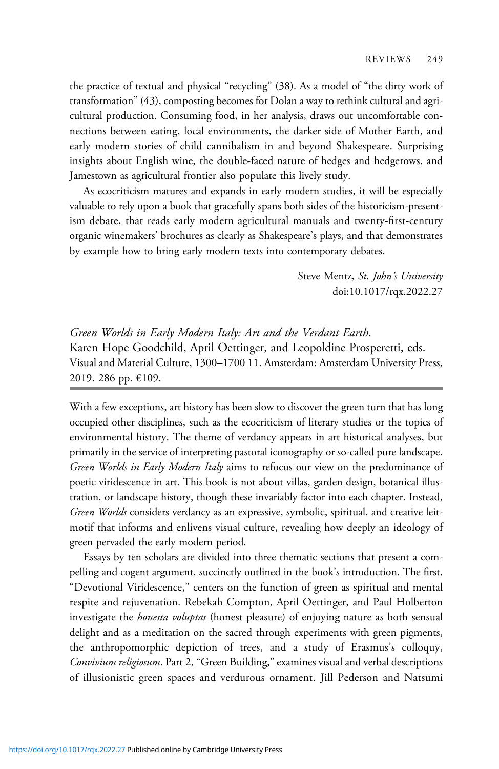the practice of textual and physical "recycling" (38). As a model of "the dirty work of transformation" (43), composting becomes for Dolan a way to rethink cultural and agricultural production. Consuming food, in her analysis, draws out uncomfortable connections between eating, local environments, the darker side of Mother Earth, and early modern stories of child cannibalism in and beyond Shakespeare. Surprising insights about English wine, the double-faced nature of hedges and hedgerows, and Jamestown as agricultural frontier also populate this lively study.

As ecocriticism matures and expands in early modern studies, it will be especially valuable to rely upon a book that gracefully spans both sides of the historicism-presentism debate, that reads early modern agricultural manuals and twenty-first-century organic winemakers' brochures as clearly as Shakespeare's plays, and that demonstrates by example how to bring early modern texts into contemporary debates.

Steve Mentz, *St. John's University*
doi:10.1017/rqx.2022.27

*Green Worlds in Early Modern Italy: Art and the Verdant Earth.*
Karen Hope Goodchild, April Oettinger, and Leopoldine Prosperetti, eds.
Visual and Material Culture, 1300–1700 11. Amsterdam: Amsterdam University Press, 2019. 286 pp. €109.

With a few exceptions, art history has been slow to discover the green turn that has long occupied other disciplines, such as the ecocriticism of literary studies or the topics of environmental history. The theme of verdancy appears in art historical analyses, but primarily in the service of interpreting pastoral iconography or so-called pure landscape. *Green Worlds in Early Modern Italy* aims to refocus our view on the predominance of poetic viridescence in art. This book is not about villas, garden design, botanical illustration, or landscape history, though these invariably factor into each chapter. Instead, *Green Worlds* considers verdancy as an expressive, symbolic, spiritual, and creative leitmotif that informs and enlivens visual culture, revealing how deeply an ideology of green pervaded the early modern period.

Essays by ten scholars are divided into three thematic sections that present a compelling and cogent argument, succinctly outlined in the book's introduction. The first, "Devotional Viridescence," centers on the function of green as spiritual and mental respite and rejuvenation. Rebekah Compton, April Oettinger, and Paul Holberton investigate the *honesta voluptas* (honest pleasure) of enjoying nature as both sensual delight and as a meditation on the sacred through experiments with green pigments, the anthropomorphic depiction of trees, and a study of Erasmus's colloquy, *Convivium religiosum*. Part 2, "Green Building," examines visual and verbal descriptions of illusionistic green spaces and verdurous ornament. Jill Pederson and Natsumi